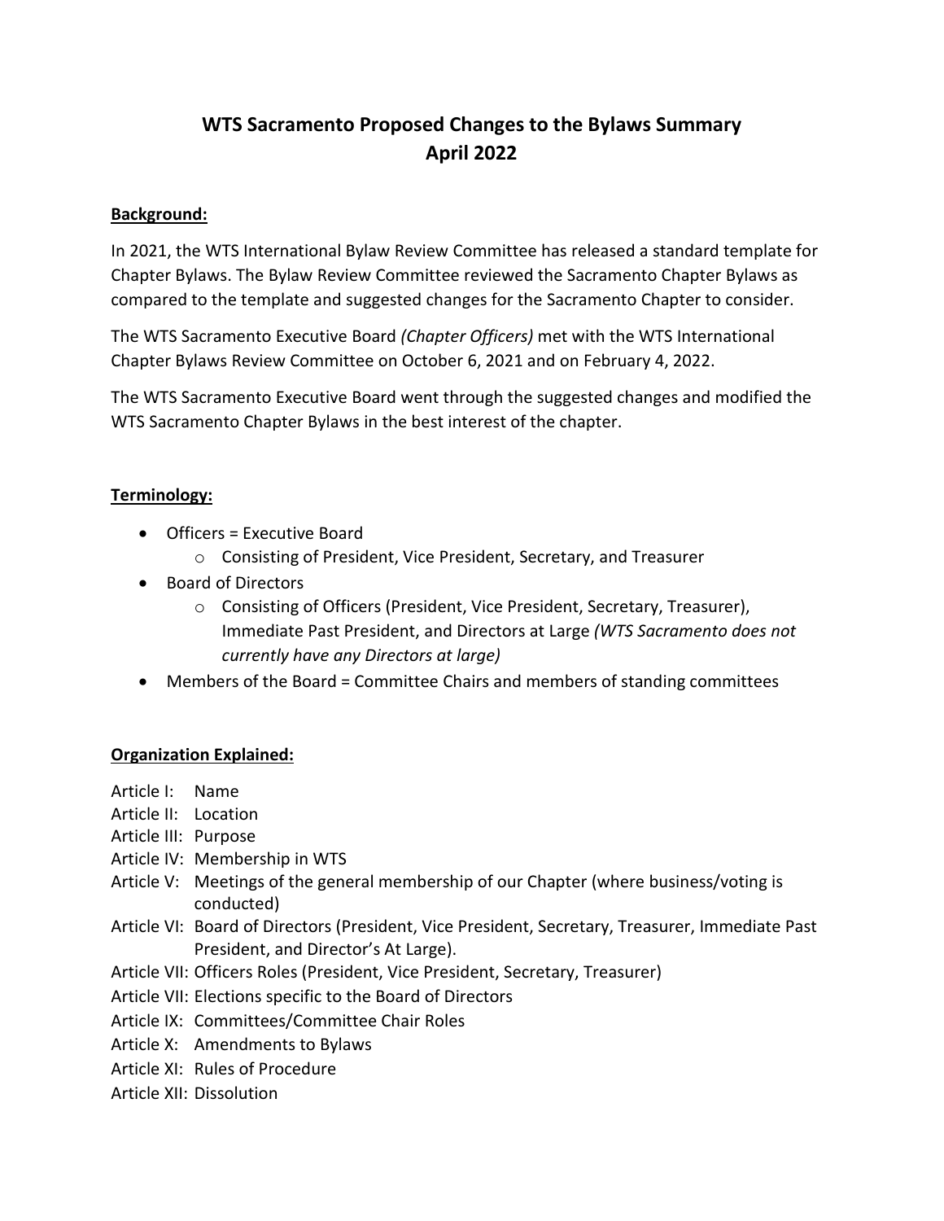# WTS Sacramento Proposed Changes to the Bylaws Summary
# April 2022

**Background:**

In 2021, the WTS International Bylaw Review Committee has released a standard template for Chapter Bylaws. The Bylaw Review Committee reviewed the Sacramento Chapter Bylaws as compared to the template and suggested changes for the Sacramento Chapter to consider.

The WTS Sacramento Executive Board *(Chapter Officers)* met with the WTS International Chapter Bylaws Review Committee on October 6, 2021 and on February 4, 2022.

The WTS Sacramento Executive Board went through the suggested changes and modified the WTS Sacramento Chapter Bylaws in the best interest of the chapter.

**Terminology:**

- Officers = Executive Board
  - Consisting of President, Vice President, Secretary, and Treasurer
- Board of Directors
  - Consisting of Officers (President, Vice President, Secretary, Treasurer), Immediate Past President, and Directors at Large *(WTS Sacramento does not currently have any Directors at large)*
- Members of the Board = Committee Chairs and members of standing committees

**Organization Explained:**

Article I: Name
Article II: Location
Article III: Purpose
Article IV: Membership in WTS
Article V: Meetings of the general membership of our Chapter (where business/voting is conducted)
Article VI: Board of Directors (President, Vice President, Secretary, Treasurer, Immediate Past President, and Director's At Large).
Article VII: Officers Roles (President, Vice President, Secretary, Treasurer)
Article VII: Elections specific to the Board of Directors
Article IX: Committees/Committee Chair Roles
Article X: Amendments to Bylaws
Article XI: Rules of Procedure
Article XII: Dissolution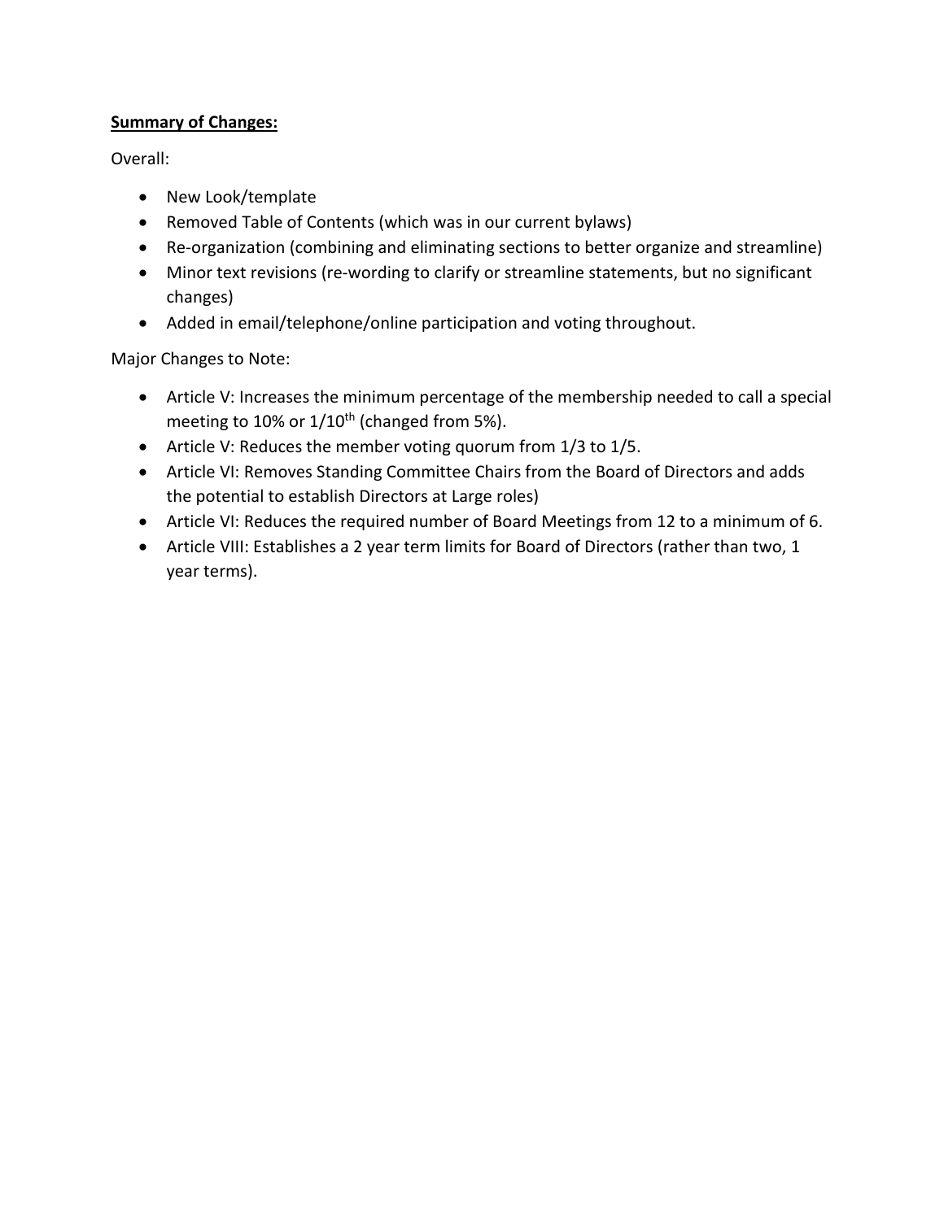**<u>Summary of Changes:</u>**

Overall:

- New Look/template
- Removed Table of Contents (which was in our current bylaws)
- Re-organization (combining and eliminating sections to better organize and streamline)
- Minor text revisions (re-wording to clarify or streamline statements, but no significant changes)
- Added in email/telephone/online participation and voting throughout.

Major Changes to Note:

- Article V: Increases the minimum percentage of the membership needed to call a special meeting to 10% or $1/10^{th}$ (changed from 5%).
- Article V: Reduces the member voting quorum from 1/3 to 1/5.
- Article VI: Removes Standing Committee Chairs from the Board of Directors and adds the potential to establish Directors at Large roles)
- Article VI: Reduces the required number of Board Meetings from 12 to a minimum of 6.
- Article VIII: Establishes a 2 year term limits for Board of Directors (rather than two, 1 year terms).